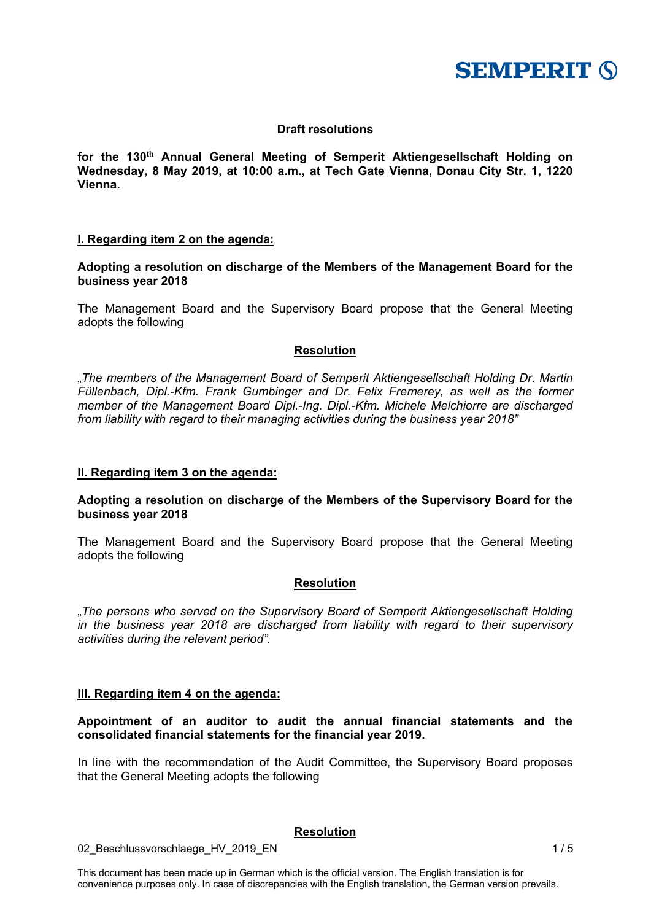**Draft resolutions**

**for the 130th Annual General Meeting of Semperit Aktiengesellschaft Holding on Wednesday, 8 May 2019, at 10:00 a.m., at Tech Gate Vienna, Donau City Str. 1, 1220 Vienna.**

## I. Regarding item 2 on the agenda:

**Adopting a resolution on discharge of the Members of the Management Board for the business year 2018**

The Management Board and the Supervisory Board propose that the General Meeting adopts the following

**Resolution**

*„The members of the Management Board of Semperit Aktiengesellschaft Holding Dr. Martin Füllenbach, Dipl.-Kfm. Frank Gumbinger and Dr. Felix Fremerey, as well as the former member of the Management Board Dipl.-Ing. Dipl.-Kfm. Michele Melchiorre are discharged from liability with regard to their managing activities during the business year 2018"*

## II. Regarding item 3 on the agenda:

**Adopting a resolution on discharge of the Members of the Supervisory Board for the business year 2018**

The Management Board and the Supervisory Board propose that the General Meeting adopts the following

**Resolution**

*„The persons who served on the Supervisory Board of Semperit Aktiengesellschaft Holding in the business year 2018 are discharged from liability with regard to their supervisory activities during the relevant period".*

## III. Regarding item 4 on the agenda:

**Appointment of an auditor to audit the annual financial statements and the consolidated financial statements for the financial year 2019.**

In line with the recommendation of the Audit Committee, the Supervisory Board proposes that the General Meeting adopts the following

**Resolution**

02_Beschlussvorschlaege_HV_2019_EN

This document has been made up in German which is the official version. The English translation is for convenience purposes only. In case of discrepancies with the English translation, the German version prevails.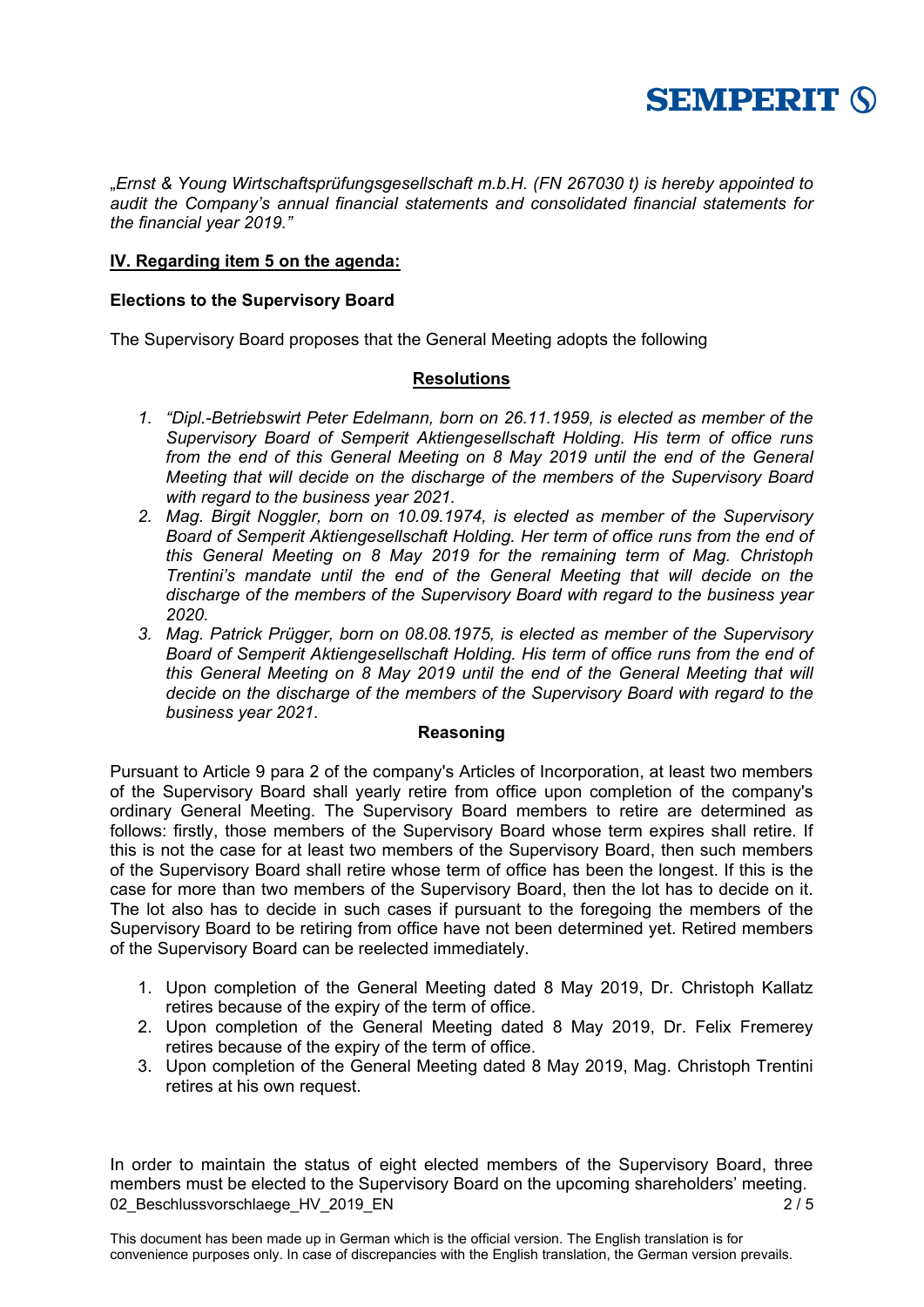*„Ernst & Young Wirtschaftsprüfungsgesellschaft m.b.H. (FN 267030 t) is hereby appointed to audit the Company's annual financial statements and consolidated financial statements for the financial year 2019."*

**IV. Regarding item 5 on the agenda:**

**Elections to the Supervisory Board**

The Supervisory Board proposes that the General Meeting adopts the following

**Resolutions**

1. *"Dipl.-Betriebswirt Peter Edelmann, born on 26.11.1959, is elected as member of the Supervisory Board of Semperit Aktiengesellschaft Holding. His term of office runs from the end of this General Meeting on 8 May 2019 until the end of the General Meeting that will decide on the discharge of the members of the Supervisory Board with regard to the business year 2021.*
2. *Mag. Birgit Noggler, born on 10.09.1974, is elected as member of the Supervisory Board of Semperit Aktiengesellschaft Holding. Her term of office runs from the end of this General Meeting on 8 May 2019 for the remaining term of Mag. Christoph Trentini's mandate until the end of the General Meeting that will decide on the discharge of the members of the Supervisory Board with regard to the business year 2020.*
3. *Mag. Patrick Prügger, born on 08.08.1975, is elected as member of the Supervisory Board of Semperit Aktiengesellschaft Holding. His term of office runs from the end of this General Meeting on 8 May 2019 until the end of the General Meeting that will decide on the discharge of the members of the Supervisory Board with regard to the business year 2021.*

**Reasoning**

Pursuant to Article 9 para 2 of the company's Articles of Incorporation, at least two members of the Supervisory Board shall yearly retire from office upon completion of the company's ordinary General Meeting. The Supervisory Board members to retire are determined as follows: firstly, those members of the Supervisory Board whose term expires shall retire. If this is not the case for at least two members of the Supervisory Board, then such members of the Supervisory Board shall retire whose term of office has been the longest. If this is the case for more than two members of the Supervisory Board, then the lot has to decide on it. The lot also has to decide in such cases if pursuant to the foregoing the members of the Supervisory Board to be retiring from office have not been determined yet. Retired members of the Supervisory Board can be reelected immediately.

1. Upon completion of the General Meeting dated 8 May 2019, Dr. Christoph Kallatz retires because of the expiry of the term of office.
2. Upon completion of the General Meeting dated 8 May 2019, Dr. Felix Fremerey retires because of the expiry of the term of office.
3. Upon completion of the General Meeting dated 8 May 2019, Mag. Christoph Trentini retires at his own request.

In order to maintain the status of eight elected members of the Supervisory Board, three members must be elected to the Supervisory Board on the upcoming shareholders' meeting.

This document has been made up in German which is the official version. The English translation is for convenience purposes only. In case of discrepancies with the English translation, the German version prevails.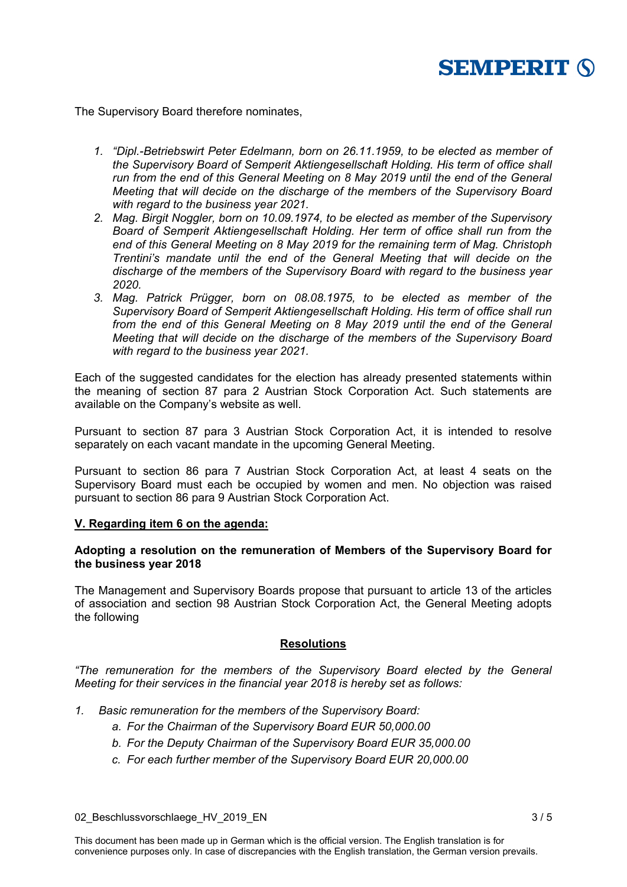The Supervisory Board therefore nominates,

1. *"Dipl.-Betriebswirt Peter Edelmann, born on 26.11.1959, to be elected as member of the Supervisory Board of Semperit Aktiengesellschaft Holding. His term of office shall run from the end of this General Meeting on 8 May 2019 until the end of the General Meeting that will decide on the discharge of the members of the Supervisory Board with regard to the business year 2021.*
2. *Mag. Birgit Noggler, born on 10.09.1974, to be elected as member of the Supervisory Board of Semperit Aktiengesellschaft Holding. Her term of office shall run from the end of this General Meeting on 8 May 2019 for the remaining term of Mag. Christoph Trentini's mandate until the end of the General Meeting that will decide on the discharge of the members of the Supervisory Board with regard to the business year 2020.*
3. *Mag. Patrick Prügger, born on 08.08.1975, to be elected as member of the Supervisory Board of Semperit Aktiengesellschaft Holding. His term of office shall run from the end of this General Meeting on 8 May 2019 until the end of the General Meeting that will decide on the discharge of the members of the Supervisory Board with regard to the business year 2021.*

Each of the suggested candidates for the election has already presented statements within the meaning of section 87 para 2 Austrian Stock Corporation Act. Such statements are available on the Company's website as well.

Pursuant to section 87 para 3 Austrian Stock Corporation Act, it is intended to resolve separately on each vacant mandate in the upcoming General Meeting.

Pursuant to section 86 para 7 Austrian Stock Corporation Act, at least 4 seats on the Supervisory Board must each be occupied by women and men. No objection was raised pursuant to section 86 para 9 Austrian Stock Corporation Act.

## V. Regarding item 6 on the agenda:

**Adopting a resolution on the remuneration of Members of the Supervisory Board for the business year 2018**

The Management and Supervisory Boards propose that pursuant to article 13 of the articles of association and section 98 Austrian Stock Corporation Act, the General Meeting adopts the following

**Resolutions**

*"The remuneration for the members of the Supervisory Board elected by the General Meeting for their services in the financial year 2018 is hereby set as follows:*

1. *Basic remuneration for the members of the Supervisory Board:*
   a. *For the Chairman of the Supervisory Board EUR 50,000.00*
   b. *For the Deputy Chairman of the Supervisory Board EUR 35,000.00*
   c. *For each further member of the Supervisory Board EUR 20,000.00*

02_Beschlussvorschlaege_HV_2019_EN

This document has been made up in German which is the official version. The English translation is for convenience purposes only. In case of discrepancies with the English translation, the German version prevails.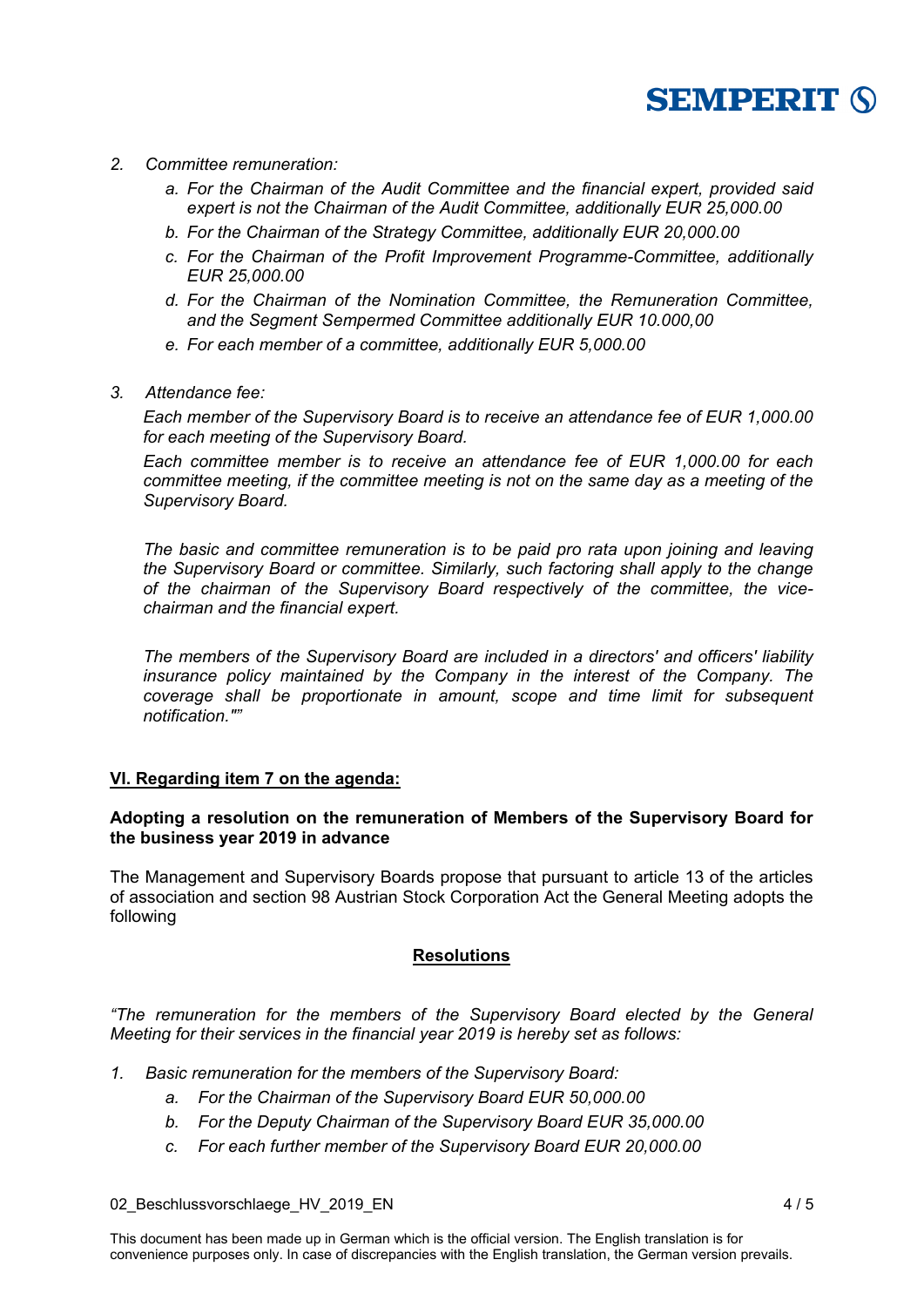2. *Committee remuneration:*
   - a. *For the Chairman of the Audit Committee and the financial expert, provided said expert is not the Chairman of the Audit Committee, additionally EUR 25,000.00*
   - b. *For the Chairman of the Strategy Committee, additionally EUR 20,000.00*
   - c. *For the Chairman of the Profit Improvement Programme-Committee, additionally EUR 25,000.00*
   - d. *For the Chairman of the Nomination Committee, the Remuneration Committee, and the Segment Sempermed Committee additionally EUR 10.000,00*
   - e. *For each member of a committee, additionally EUR 5,000.00*

3. *Attendance fee:*

   *Each member of the Supervisory Board is to receive an attendance fee of EUR 1,000.00 for each meeting of the Supervisory Board.*

   *Each committee member is to receive an attendance fee of EUR 1,000.00 for each committee meeting, if the committee meeting is not on the same day as a meeting of the Supervisory Board.*

   *The basic and committee remuneration is to be paid pro rata upon joining and leaving the Supervisory Board or committee. Similarly, such factoring shall apply to the change of the chairman of the Supervisory Board respectively of the committee, the vice-chairman and the financial expert.*

   *The members of the Supervisory Board are included in a directors' and officers' liability insurance policy maintained by the Company in the interest of the Company. The coverage shall be proportionate in amount, scope and time limit for subsequent notification."”*

## VI. Regarding item 7 on the agenda:

**Adopting a resolution on the remuneration of Members of the Supervisory Board for the business year 2019 in advance**

The Management and Supervisory Boards propose that pursuant to article 13 of the articles of association and section 98 Austrian Stock Corporation Act the General Meeting adopts the following

### Resolutions

*“The remuneration for the members of the Supervisory Board elected by the General Meeting for their services in the financial year 2019 is hereby set as follows:*

1. *Basic remuneration for the members of the Supervisory Board:*
   - a. *For the Chairman of the Supervisory Board EUR 50,000.00*
   - b. *For the Deputy Chairman of the Supervisory Board EUR 35,000.00*
   - c. *For each further member of the Supervisory Board EUR 20,000.00*

This document has been made up in German which is the official version. The English translation is for convenience purposes only. In case of discrepancies with the English translation, the German version prevails.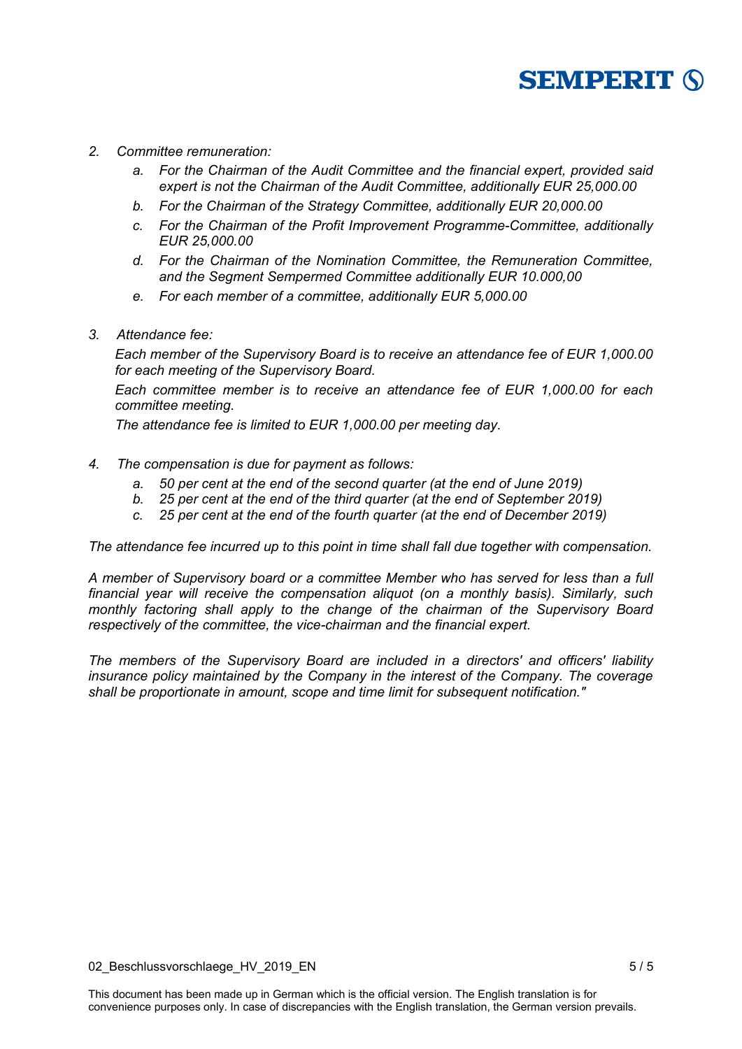2. *Committee remuneration:*
    a. *For the Chairman of the Audit Committee and the financial expert, provided said expert is not the Chairman of the Audit Committee, additionally EUR 25,000.00*
    b. *For the Chairman of the Strategy Committee, additionally EUR 20,000.00*
    c. *For the Chairman of the Profit Improvement Programme-Committee, additionally EUR 25,000.00*
    d. *For the Chairman of the Nomination Committee, the Remuneration Committee, and the Segment Sempermed Committee additionally EUR 10.000,00*
    e. *For each member of a committee, additionally EUR 5,000.00*

3. *Attendance fee:*

    *Each member of the Supervisory Board is to receive an attendance fee of EUR 1,000.00 for each meeting of the Supervisory Board.*

    *Each committee member is to receive an attendance fee of EUR 1,000.00 for each committee meeting.*

    *The attendance fee is limited to EUR 1,000.00 per meeting day.*

4. *The compensation is due for payment as follows:*
    a. *50 per cent at the end of the second quarter (at the end of June 2019)*
    b. *25 per cent at the end of the third quarter (at the end of September 2019)*
    c. *25 per cent at the end of the fourth quarter (at the end of December 2019)*

*The attendance fee incurred up to this point in time shall fall due together with compensation.*

*A member of Supervisory board or a committee Member who has served for less than a full financial year will receive the compensation aliquot (on a monthly basis). Similarly, such monthly factoring shall apply to the change of the chairman of the Supervisory Board respectively of the committee, the vice-chairman and the financial expert.*

*The members of the Supervisory Board are included in a directors' and officers' liability insurance policy maintained by the Company in the interest of the Company. The coverage shall be proportionate in amount, scope and time limit for subsequent notification."*

This document has been made up in German which is the official version. The English translation is for convenience purposes only. In case of discrepancies with the English translation, the German version prevails.